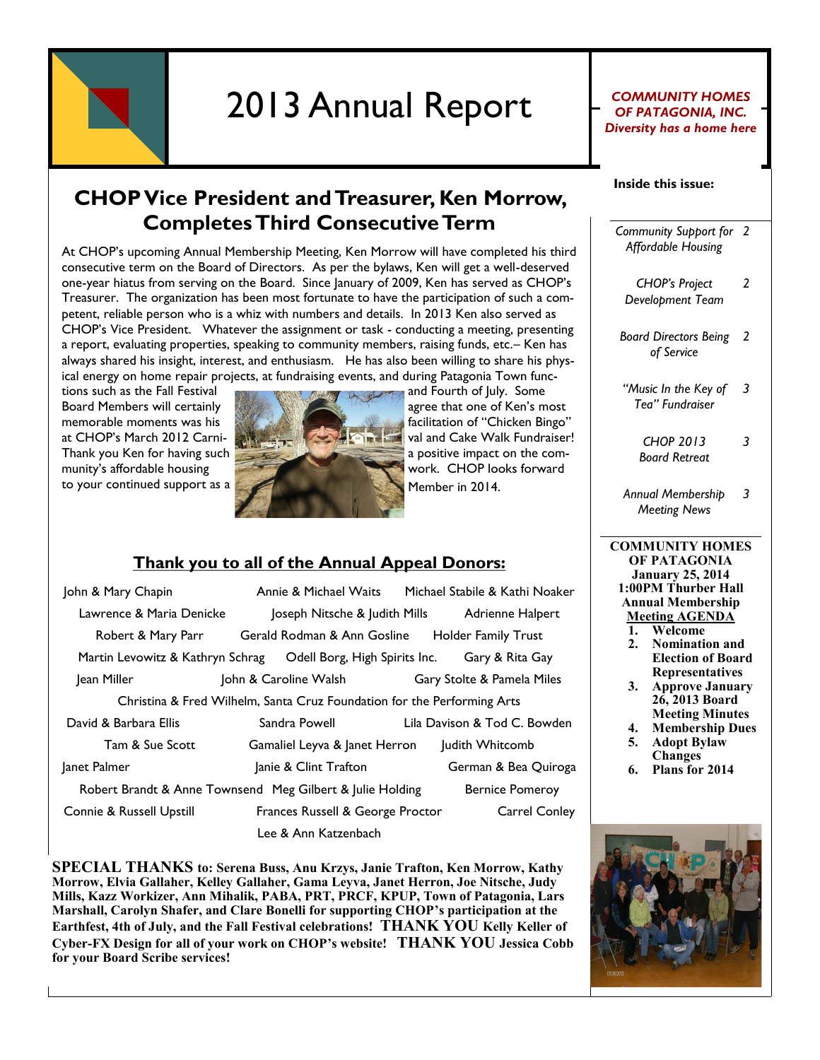# 2013 Annual Report

***COMMUNITY HOMES OF PATAGONIA, INC.***
***Diversity has a home here***

## CHOP Vice President and Treasurer, Ken Morrow, Completes Third Consecutive Term

At CHOP's upcoming Annual Membership Meeting, Ken Morrow will have completed his third consecutive term on the Board of Directors. As per the bylaws, Ken will get a well-deserved one-year hiatus from serving on the Board. Since January of 2009, Ken has served as CHOP's Treasurer. The organization has been most fortunate to have the participation of such a competent, reliable person who is a whiz with numbers and details. In 2013 Ken also served as CHOP's Vice President. Whatever the assignment or task - conducting a meeting, presenting a report, evaluating properties, speaking to community members, raising funds, etc.– Ken has always shared his insight, interest, and enthusiasm. He has also been willing to share his physical energy on home repair projects, at fundraising events, and during Patagonia Town functions such as the Fall Festival and Fourth of July. Some Board Members will certainly agree that one of Ken's most memorable moments was his facilitation of "Chicken Bingo" at CHOP's March 2012 Carnival and Cake Walk Fundraiser! Thank you Ken for having such a positive impact on the community's affordable housing work. CHOP looks forward to your continued support as a Member in 2014.

## Thank you to all of the Annual Appeal Donors:

John & Mary Chapin, Annie & Michael Waits, Michael Stabile & Kathi Noaker, Lawrence & Maria Denicke, Joseph Nitsche & Judith Mills, Adrienne Halpert, Robert & Mary Parr, Gerald Rodman & Ann Gosline, Holder Family Trust, Martin Levowitz & Kathryn Schrag, Odell Borg, High Spirits Inc., Gary & Rita Gay, Jean Miller, John & Caroline Walsh, Gary Stolte & Pamela Miles, Christina & Fred Wilhelm, Santa Cruz Foundation for the Performing Arts, David & Barbara Ellis, Sandra Powell, Lila Davison & Tod C. Bowden, Tam & Sue Scott, Gamaliel Leyva & Janet Herron, Judith Whitcomb, Janet Palmer, Janie & Clint Trafton, German & Bea Quiroga, Robert Brandt & Anne Townsend, Meg Gilbert & Julie Holding, Bernice Pomeroy, Connie & Russell Upstill, Frances Russell & George Proctor, Carrel Conley, Lee & Ann Katzenbach

**SPECIAL THANKS to: Serena Buss, Anu Krzys, Janie Trafton, Ken Morrow, Kathy Morrow, Elvia Gallaher, Kelley Gallaher, Gama Leyva, Janet Herron, Joe Nitsche, Judy Mills, Kazz Workizer, Ann Mihalik, PABA, PRT, PRCF, KPUP, Town of Patagonia, Lars Marshall, Carolyn Shafer, and Clare Bonelli for supporting CHOP's participation at the Earthfest, 4th of July, and the Fall Festival celebrations! THANK YOU Kelly Keller of Cyber-FX Design for all of your work on CHOP's website! THANK YOU Jessica Cobb for your Board Scribe services!**

### Inside this issue:

| | |
|---|---|
| *Community Support for Affordable Housing* | 2 |
| *CHOP's Project Development Team* | 2 |
| *Board Directors Being of Service* | 2 |
| *"Music In the Key of Tea" Fundraiser* | 3 |
| *CHOP 2013 Board Retreat* | 3 |
| *Annual Membership Meeting News* | 3 |

**COMMUNITY HOMES OF PATAGONIA**
**January 25, 2014**
**1:00PM Thurber Hall**
**Annual Membership Meeting AGENDA**

1. **Welcome**
2. **Nomination and Election of Board Representatives**
3. **Approve January 26, 2013 Board Meeting Minutes**
4. **Membership Dues**
5. **Adopt Bylaw Changes**
6. **Plans for 2014**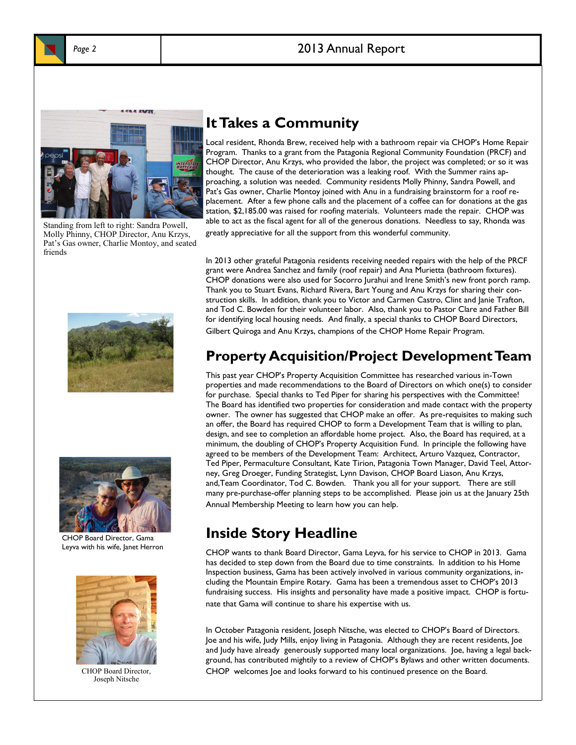# It Takes a Community

Standing from left to right: Sandra Powell, Molly Phinny, CHOP Director, Anu Krzys, Pat's Gas owner, Charlie Montoy, and seated friends

Local resident, Rhonda Brew, received help with a bathroom repair via CHOP's Home Repair Program. Thanks to a grant from the Patagonia Regional Community Foundation (PRCF) and CHOP Director, Anu Krzys, who provided the labor, the project was completed; or so it was thought. The cause of the deterioration was a leaking roof. With the Summer rains approaching, a solution was needed. Community residents Molly Phinny, Sandra Powell, and Pat's Gas owner, Charlie Montoy joined with Anu in a fundraising brainstorm for a roof replacement. After a few phone calls and the placement of a coffee can for donations at the gas station, $2,185.00 was raised for roofing materials. Volunteers made the repair. CHOP was able to act as the fiscal agent for all of the generous donations. Needless to say, Rhonda was greatly appreciative for all the support from this wonderful community.

In 2013 other grateful Patagonia residents receiving needed repairs with the help of the PRCF grant were Andrea Sanchez and family (roof repair) and Ana Murietta (bathroom fixtures). CHOP donations were also used for Socorro Jurahui and Irene Smith's new front porch ramp. Thank you to Stuart Evans, Richard Rivera, Bart Young and Anu Krzys for sharing their construction skills. In addition, thank you to Victor and Carmen Castro, Clint and Janie Trafton, and Tod C. Bowden for their volunteer labor. Also, thank you to Pastor Clare and Father Bill for identifying local housing needs. And finally, a special thanks to CHOP Board Directors, Gilbert Quiroga and Anu Krzys, champions of the CHOP Home Repair Program.

# Property Acquisition/Project Development Team

This past year CHOP's Property Acquisition Committee has researched various in-Town properties and made recommendations to the Board of Directors on which one(s) to consider for purchase. Special thanks to Ted Piper for sharing his perspectives with the Committee! The Board has identified two properties for consideration and made contact with the property owner. The owner has suggested that CHOP make an offer. As pre-requisites to making such an offer, the Board has required CHOP to form a Development Team that is willing to plan, design, and see to completion an affordable home project. Also, the Board has required, at a minimum, the doubling of CHOP's Property Acquisition Fund. In principle the following have agreed to be members of the Development Team: Architect, Arturo Vazquez, Contractor, Ted Piper, Permaculture Consultant, Kate Tirion, Patagonia Town Manager, David Teel, Attorney, Greg Droeger, Funding Strategist, Lynn Davison, CHOP Board Liason, Anu Krzys, and,Team Coordinator, Tod C. Bowden. Thank you all for your support. There are still many pre-purchase-offer planning steps to be accomplished. Please join us at the January 25th Annual Membership Meeting to learn how you can help.

# Inside Story Headline

CHOP Board Director, Gama Leyva with his wife, Janet Herron

CHOP wants to thank Board Director, Gama Leyva, for his service to CHOP in 2013. Gama has decided to step down from the Board due to time constraints. In addition to his Home Inspection business, Gama has been actively involved in various community organizations, including the Mountain Empire Rotary. Gama has been a tremendous asset to CHOP's 2013 fundraising success. His insights and personality have made a positive impact. CHOP is fortunate that Gama will continue to share his expertise with us.

CHOP Board Director, Joseph Nitsche

In October Patagonia resident, Joseph Nitsche, was elected to CHOP's Board of Directors. Joe and his wife, Judy Mills, enjoy living in Patagonia. Although they are recent residents, Joe and Judy have already generously supported many local organizations. Joe, having a legal background, has contributed mightily to a review of CHOP's Bylaws and other written documents. CHOP welcomes Joe and looks forward to his continued presence on the Board.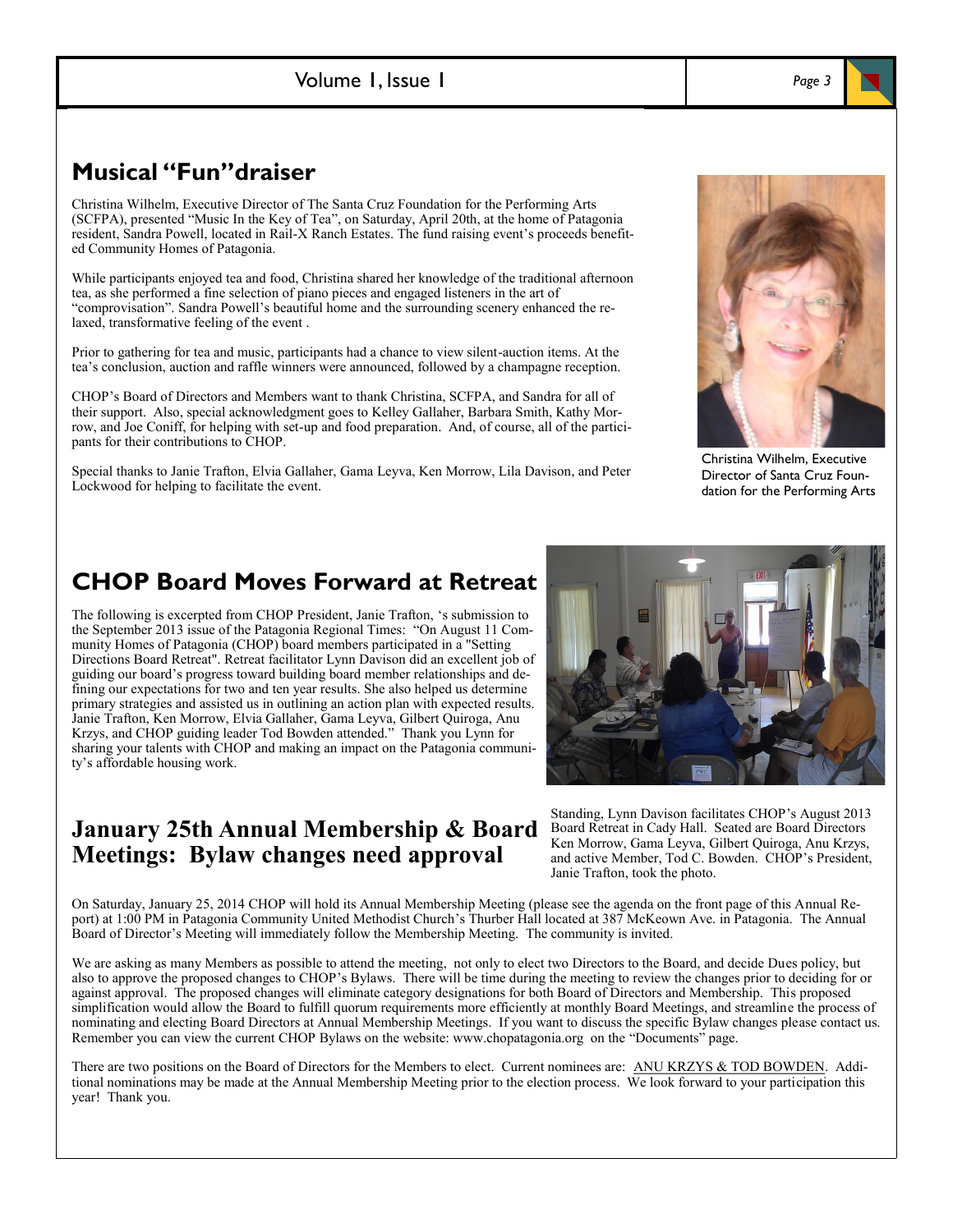## Musical "Fun"draiser

Christina Wilhelm, Executive Director of The Santa Cruz Foundation for the Performing Arts (SCFPA), presented "Music In the Key of Tea", on Saturday, April 20th, at the home of Patagonia resident, Sandra Powell, located in Rail-X Ranch Estates. The fund raising event's proceeds benefited Community Homes of Patagonia.

While participants enjoyed tea and food, Christina shared her knowledge of the traditional afternoon tea, as she performed a fine selection of piano pieces and engaged listeners in the art of "comprovisation". Sandra Powell's beautiful home and the surrounding scenery enhanced the relaxed, transformative feeling of the event .

Prior to gathering for tea and music, participants had a chance to view silent-auction items. At the tea's conclusion, auction and raffle winners were announced, followed by a champagne reception.

CHOP's Board of Directors and Members want to thank Christina, SCFPA, and Sandra for all of their support. Also, special acknowledgment goes to Kelley Gallaher, Barbara Smith, Kathy Morrow, and Joe Coniff, for helping with set-up and food preparation. And, of course, all of the participants for their contributions to CHOP.

Special thanks to Janie Trafton, Elvia Gallaher, Gama Leyva, Ken Morrow, Lila Davison, and Peter Lockwood for helping to facilitate the event.

Christina Wilhelm, Executive Director of Santa Cruz Foundation for the Performing Arts

## CHOP Board Moves Forward at Retreat

The following is excerpted from CHOP President, Janie Trafton, 's submission to the September 2013 issue of the Patagonia Regional Times: "On August 11 Community Homes of Patagonia (CHOP) board members participated in a "Setting Directions Board Retreat". Retreat facilitator Lynn Davison did an excellent job of guiding our board's progress toward building board member relationships and defining our expectations for two and ten year results. She also helped us determine primary strategies and assisted us in outlining an action plan with expected results. Janie Trafton, Ken Morrow, Elvia Gallaher, Gama Leyva, Gilbert Quiroga, Anu Krzys, and CHOP guiding leader Tod Bowden attended." Thank you Lynn for sharing your talents with CHOP and making an impact on the Patagonia community's affordable housing work.

Standing, Lynn Davison facilitates CHOP's August 2013 Board Retreat in Cady Hall. Seated are Board Directors Ken Morrow, Gama Leyva, Gilbert Quiroga, Anu Krzys, and active Member, Tod C. Bowden. CHOP's President, Janie Trafton, took the photo.

## January 25th Annual Membership & Board Meetings: Bylaw changes need approval

On Saturday, January 25, 2014 CHOP will hold its Annual Membership Meeting (please see the agenda on the front page of this Annual Report) at 1:00 PM in Patagonia Community United Methodist Church's Thurber Hall located at 387 McKeown Ave. in Patagonia. The Annual Board of Director's Meeting will immediately follow the Membership Meeting. The community is invited.

We are asking as many Members as possible to attend the meeting, not only to elect two Directors to the Board, and decide Dues policy, but also to approve the proposed changes to CHOP's Bylaws. There will be time during the meeting to review the changes prior to deciding for or against approval. The proposed changes will eliminate category designations for both Board of Directors and Membership. This proposed simplification would allow the Board to fulfill quorum requirements more efficiently at monthly Board Meetings, and streamline the process of nominating and electing Board Directors at Annual Membership Meetings. If you want to discuss the specific Bylaw changes please contact us. Remember you can view the current CHOP Bylaws on the website: www.chopatagonia.org on the "Documents" page.

There are two positions on the Board of Directors for the Members to elect. Current nominees are: ANU KRZYS & TOD BOWDEN. Additional nominations may be made at the Annual Membership Meeting prior to the election process. We look forward to your participation this year! Thank you.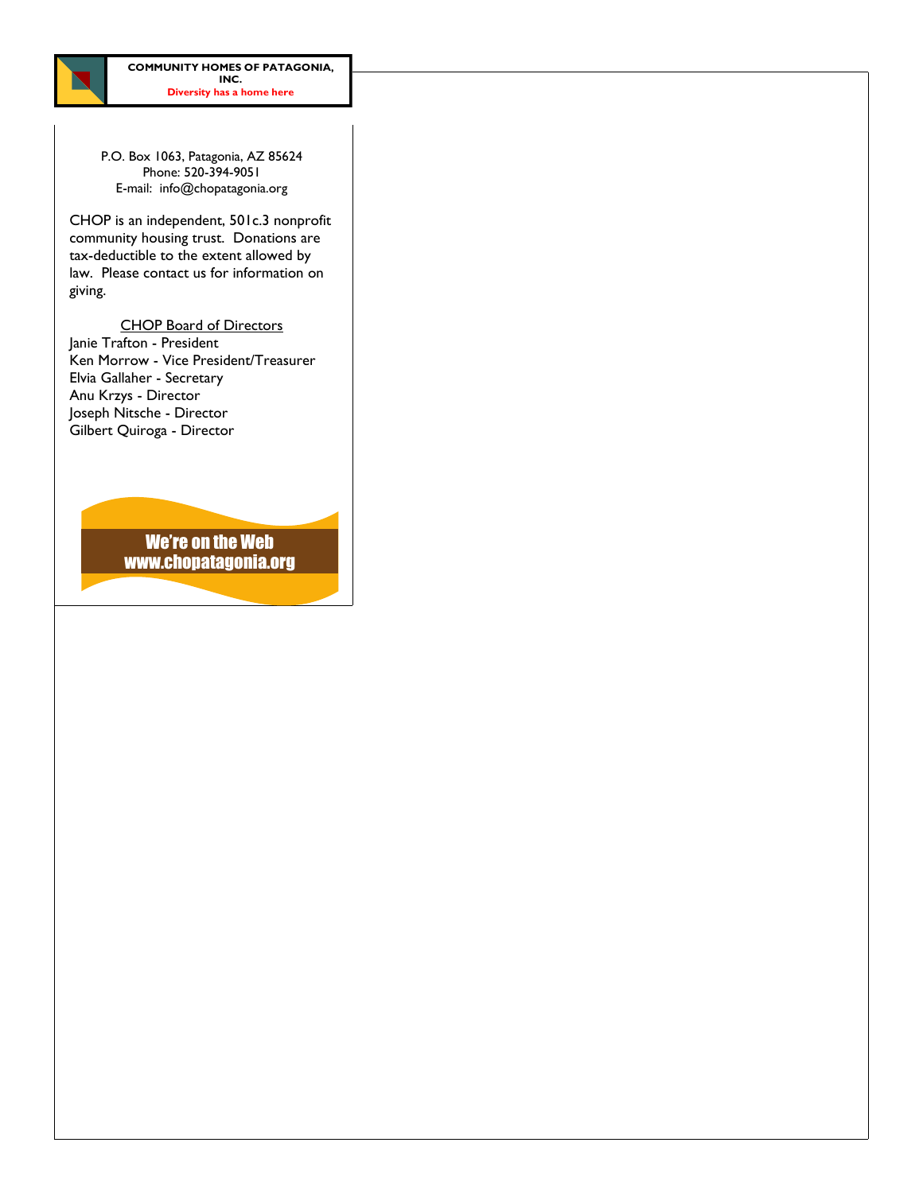**COMMUNITY HOMES OF PATAGONIA, INC.**

**Diversity has a home here**

P.O. Box 1063, Patagonia, AZ 85624
Phone: 520-394-9051
E-mail: info@chopatagonia.org

CHOP is an independent, 501c.3 nonprofit community housing trust. Donations are tax-deductible to the extent allowed by law. Please contact us for information on giving.

CHOP Board of Directors

Janie Trafton - President
Ken Morrow - Vice President/Treasurer
Elvia Gallaher - Secretary
Anu Krzys - Director
Joseph Nitsche - Director
Gilbert Quiroga - Director

**We're on the Web**
**www.chopatagonia.org**